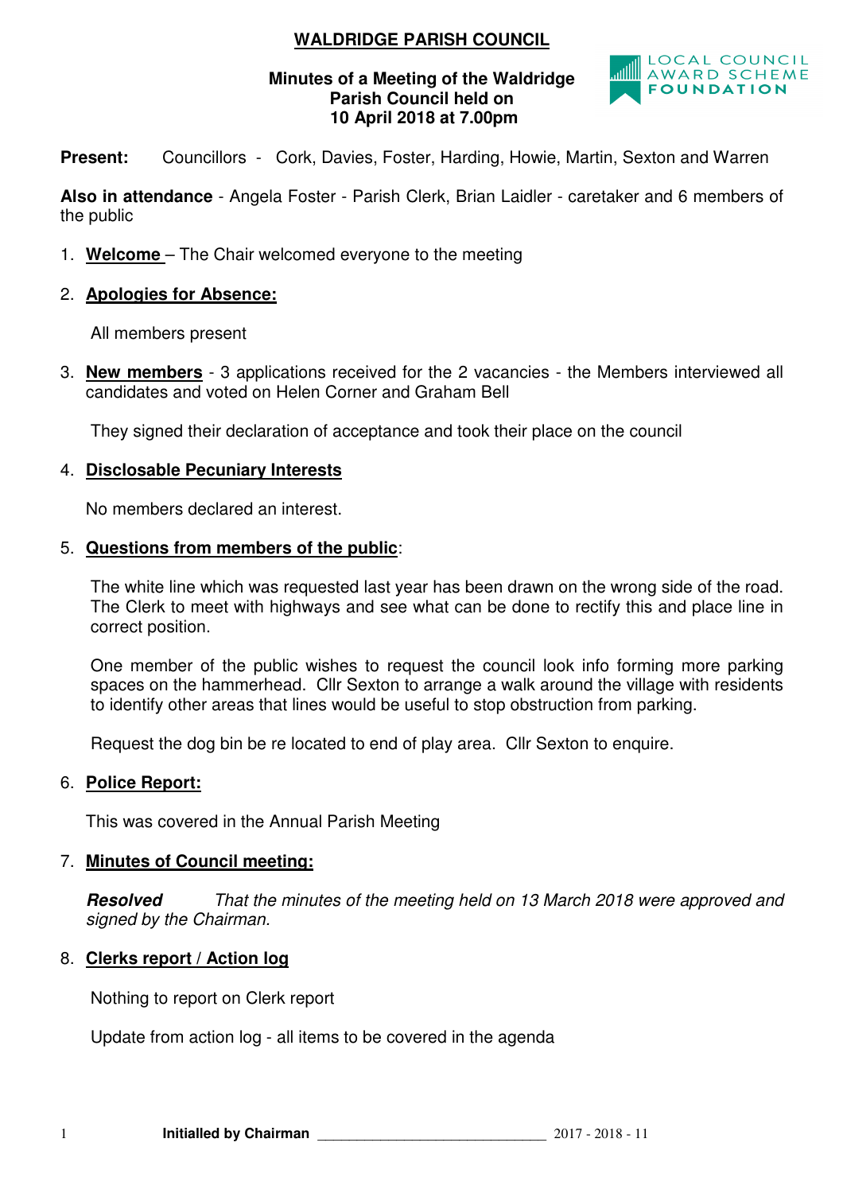# WALDRIDGE PARISH COUNCIL

**Minutes of a Meeting of the Waldridge Parish Council held on 10 April 2018 at 7.00pm**

LOCAL COUNCIL AWARD SCHEME FOUNDATION

**Present:** Councillors - Cork, Davies, Foster, Harding, Howie, Martin, Sexton and Warren

**Also in attendance** - Angela Foster - Parish Clerk, Brian Laidler - caretaker and 6 members of the public

1. **Welcome** – The Chair welcomed everyone to the meeting

2. **Apologies for Absence:**

   All members present

3. **New members** - 3 applications received for the 2 vacancies - the Members interviewed all candidates and voted on Helen Corner and Graham Bell

   They signed their declaration of acceptance and took their place on the council

4. **Disclosable Pecuniary Interests**

   No members declared an interest.

5. **Questions from members of the public**:

   The white line which was requested last year has been drawn on the wrong side of the road. The Clerk to meet with highways and see what can be done to rectify this and place line in correct position.

   One member of the public wishes to request the council look info forming more parking spaces on the hammerhead. Cllr Sexton to arrange a walk around the village with residents to identify other areas that lines would be useful to stop obstruction from parking.

   Request the dog bin be re located to end of play area. Cllr Sexton to enquire.

6. **Police Report:**

   This was covered in the Annual Parish Meeting

7. **Minutes of Council meeting:**

   ***Resolved*** *That the minutes of the meeting held on 13 March 2018 were approved and signed by the Chairman.*

8. **Clerks report / Action log**

   Nothing to report on Clerk report

   Update from action log - all items to be covered in the agenda

**Initialled by Chairman** ______________________________ 2017 - 2018 - 11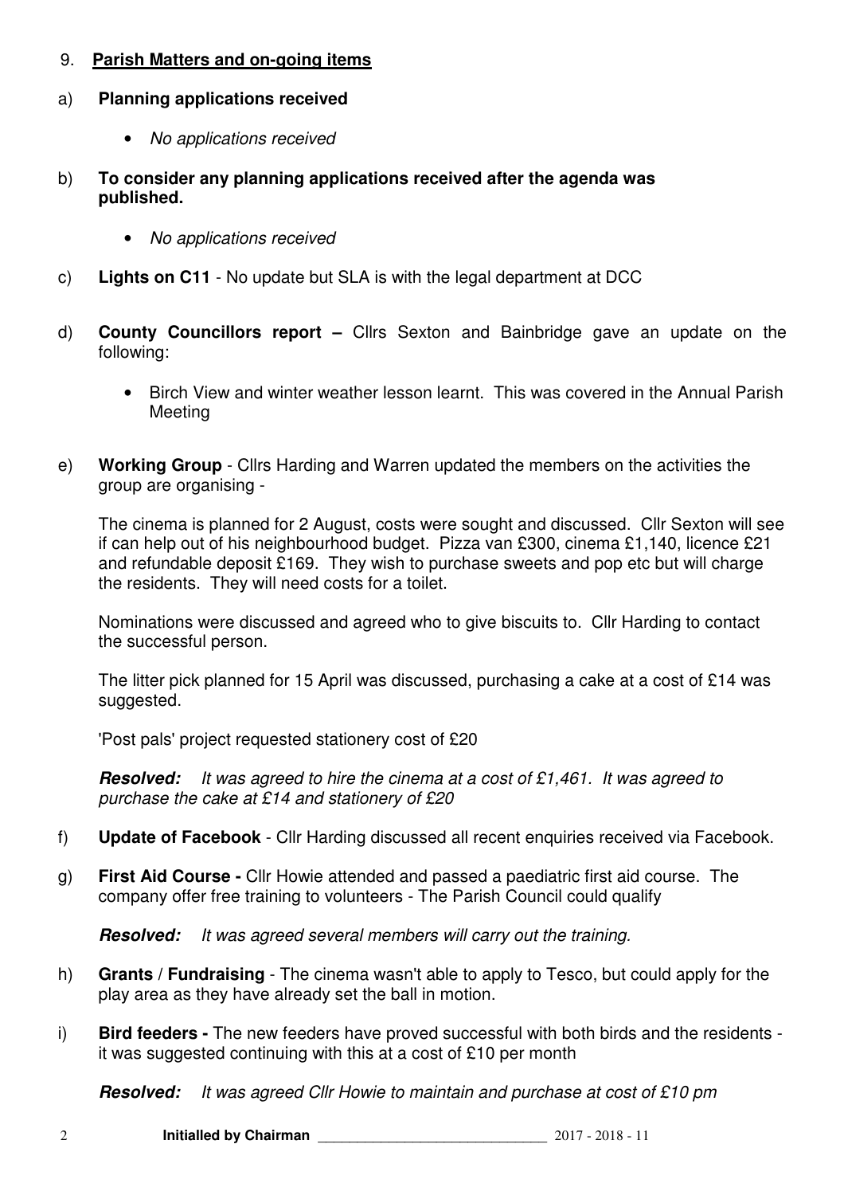## 9. Parish Matters and on-going items

a) **Planning applications received**

- *No applications received*

b) **To consider any planning applications received after the agenda was published.**

- *No applications received*

c) **Lights on C11** - No update but SLA is with the legal department at DCC

d) **County Councillors report –** Cllrs Sexton and Bainbridge gave an update on the following:

- Birch View and winter weather lesson learnt. This was covered in the Annual Parish Meeting

e) **Working Group** - Cllrs Harding and Warren updated the members on the activities the group are organising -

The cinema is planned for 2 August, costs were sought and discussed. Cllr Sexton will see if can help out of his neighbourhood budget. Pizza van £300, cinema £1,140, licence £21 and refundable deposit £169. They wish to purchase sweets and pop etc but will charge the residents. They will need costs for a toilet.

Nominations were discussed and agreed who to give biscuits to. Cllr Harding to contact the successful person.

The litter pick planned for 15 April was discussed, purchasing a cake at a cost of £14 was suggested.

'Post pals' project requested stationery cost of £20

***Resolved:*** *It was agreed to hire the cinema at a cost of £1,461. It was agreed to purchase the cake at £14 and stationery of £20*

f) **Update of Facebook** - Cllr Harding discussed all recent enquiries received via Facebook.

g) **First Aid Course -** Cllr Howie attended and passed a paediatric first aid course. The company offer free training to volunteers - The Parish Council could qualify

***Resolved:*** *It was agreed several members will carry out the training.*

h) **Grants / Fundraising** - The cinema wasn't able to apply to Tesco, but could apply for the play area as they have already set the ball in motion.

i) **Bird feeders -** The new feeders have proved successful with both birds and the residents - it was suggested continuing with this at a cost of £10 per month

***Resolved:*** *It was agreed Cllr Howie to maintain and purchase at cost of £10 pm*

**Initialled by Chairman** ______________________________ 2017 - 2018 - 11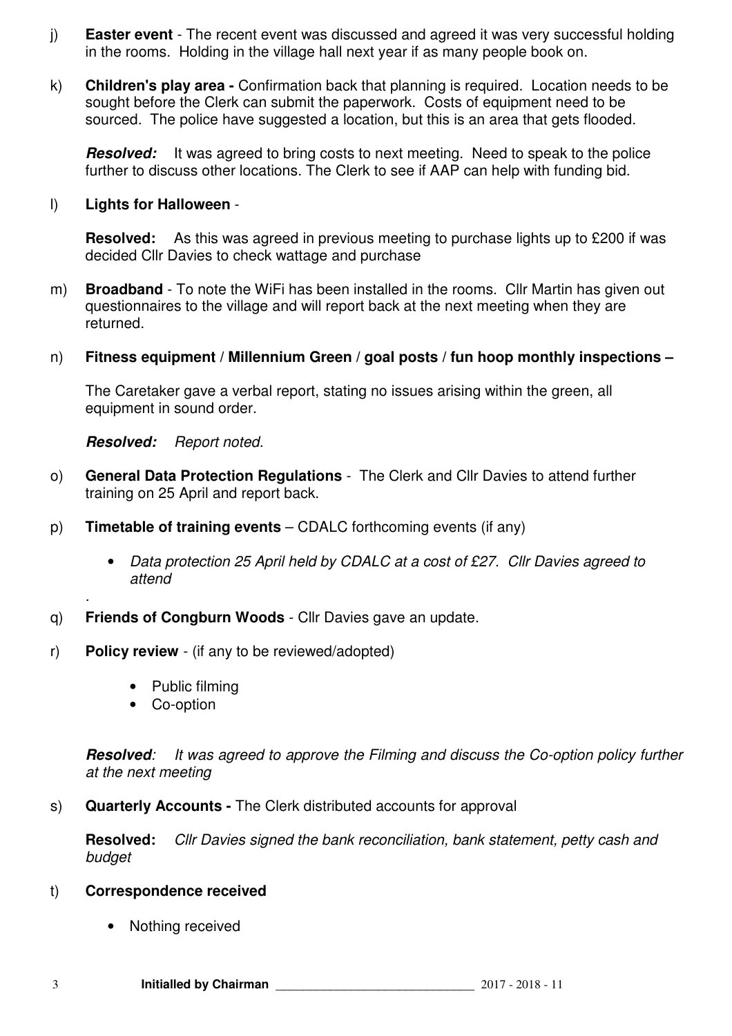j) **Easter event** - The recent event was discussed and agreed it was very successful holding in the rooms. Holding in the village hall next year if as many people book on.

k) **Children's play area -** Confirmation back that planning is required. Location needs to be sought before the Clerk can submit the paperwork. Costs of equipment need to be sourced. The police have suggested a location, but this is an area that gets flooded.

***Resolved:*** It was agreed to bring costs to next meeting. Need to speak to the police further to discuss other locations. The Clerk to see if AAP can help with funding bid.

l) **Lights for Halloween** -

**Resolved:** As this was agreed in previous meeting to purchase lights up to £200 if was decided Cllr Davies to check wattage and purchase

m) **Broadband** - To note the WiFi has been installed in the rooms. Cllr Martin has given out questionnaires to the village and will report back at the next meeting when they are returned.

n) **Fitness equipment / Millennium Green / goal posts / fun hoop monthly inspections –**

The Caretaker gave a verbal report, stating no issues arising within the green, all equipment in sound order.

***Resolved:*** *Report noted.*

o) **General Data Protection Regulations** - The Clerk and Cllr Davies to attend further training on 25 April and report back.

p) **Timetable of training events** – CDALC forthcoming events (if any)

- *Data protection 25 April held by CDALC at a cost of £27. Cllr Davies agreed to attend*

.

q) **Friends of Congburn Woods** - Cllr Davies gave an update.

r) **Policy review** - (if any to be reviewed/adopted)

- Public filming
- Co-option

***Resolved****: It was agreed to approve the Filming and discuss the Co-option policy further at the next meeting*

s) **Quarterly Accounts -** The Clerk distributed accounts for approval

**Resolved:** *Cllr Davies signed the bank reconciliation, bank statement, petty cash and budget*

t) **Correspondence received**

- Nothing received

**Initialled by Chairman** ____________________________ 2017 - 2018 - 11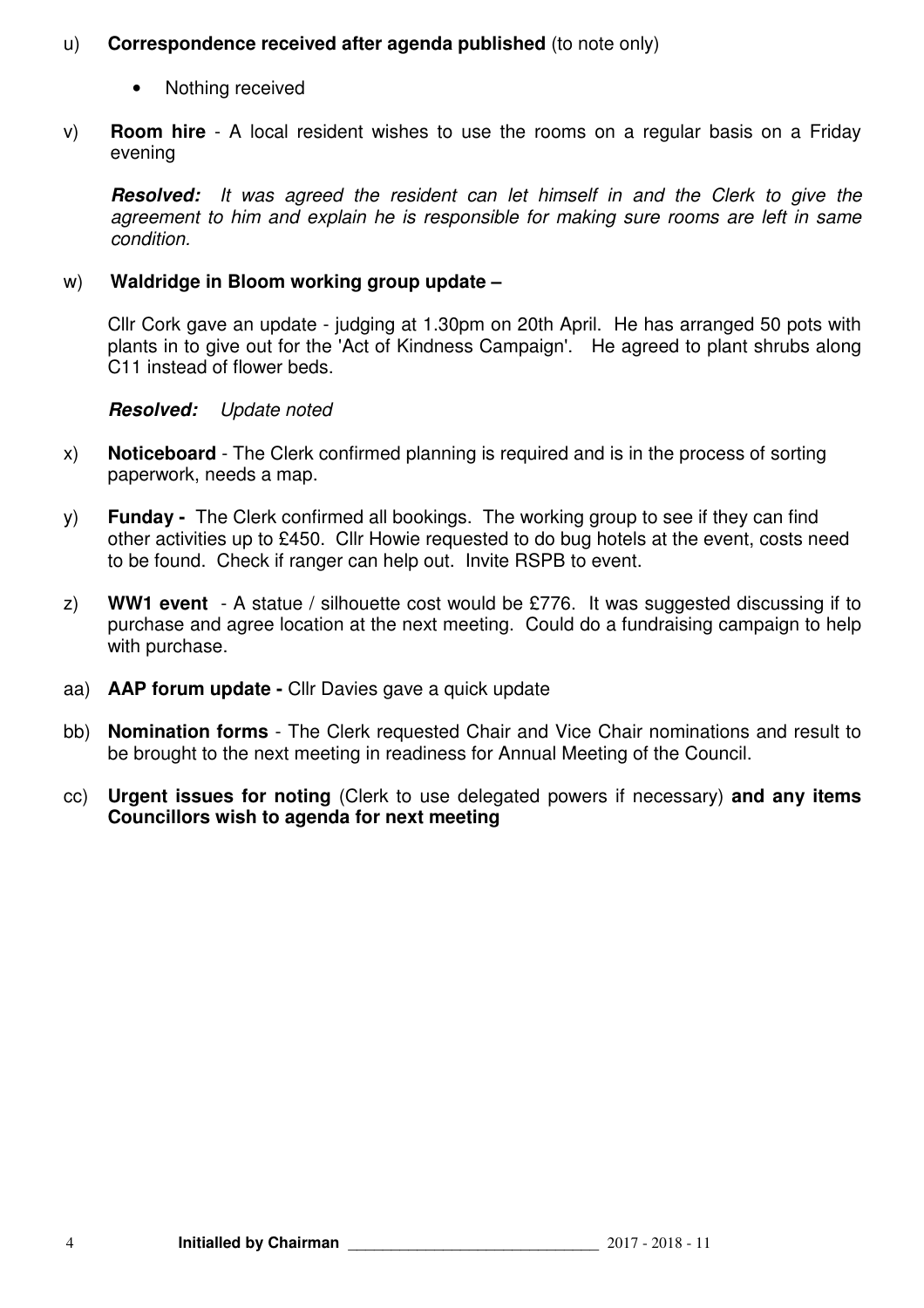u) **Correspondence received after agenda published** (to note only)

- Nothing received

v) **Room hire** - A local resident wishes to use the rooms on a regular basis on a Friday evening

***Resolved:*** *It was agreed the resident can let himself in and the Clerk to give the agreement to him and explain he is responsible for making sure rooms are left in same condition.*

w) **Waldridge in Bloom working group update –**

Cllr Cork gave an update - judging at 1.30pm on 20th April. He has arranged 50 pots with plants in to give out for the 'Act of Kindness Campaign'. He agreed to plant shrubs along C11 instead of flower beds.

***Resolved:*** *Update noted*

x) **Noticeboard** - The Clerk confirmed planning is required and is in the process of sorting paperwork, needs a map.

y) **Funday -** The Clerk confirmed all bookings. The working group to see if they can find other activities up to £450. Cllr Howie requested to do bug hotels at the event, costs need to be found. Check if ranger can help out. Invite RSPB to event.

z) **WW1 event** - A statue / silhouette cost would be £776. It was suggested discussing if to purchase and agree location at the next meeting. Could do a fundraising campaign to help with purchase.

aa) **AAP forum update -** Cllr Davies gave a quick update

bb) **Nomination forms** - The Clerk requested Chair and Vice Chair nominations and result to be brought to the next meeting in readiness for Annual Meeting of the Council.

cc) **Urgent issues for noting** (Clerk to use delegated powers if necessary) **and any items Councillors wish to agenda for next meeting**

**Initialled by Chairman** ______________________________ 2017 - 2018 - 11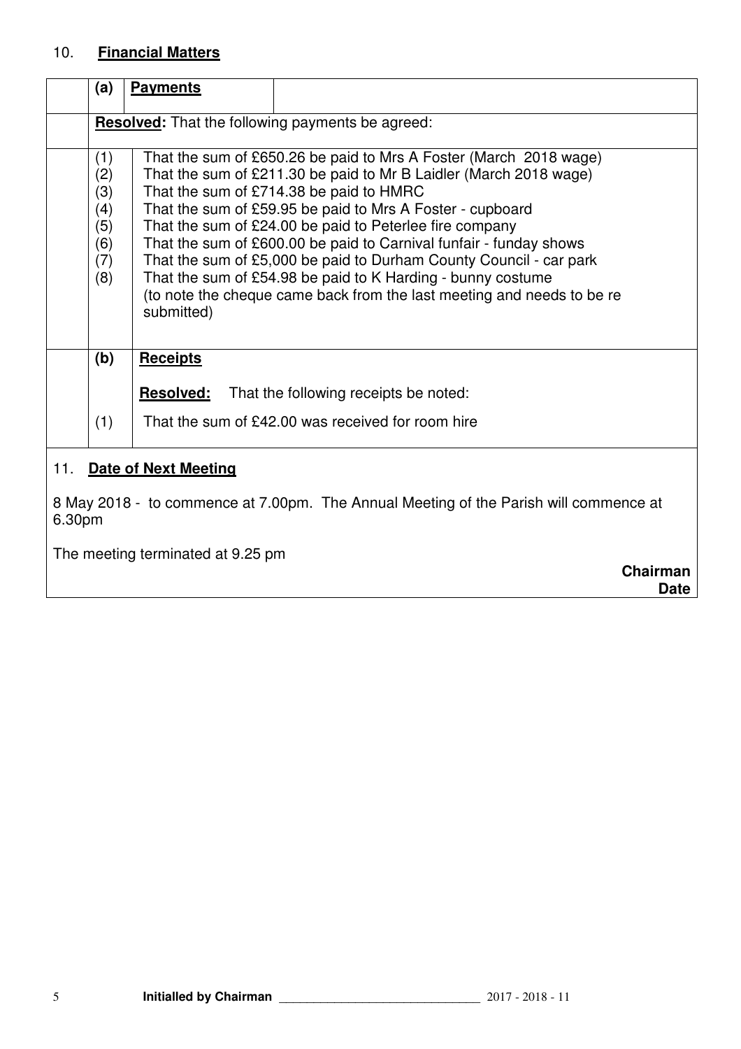## 10. **Financial Matters**

**(a) Payments**

**Resolved:** That the following payments be agreed:

(1) That the sum of £650.26 be paid to Mrs A Foster (March 2018 wage)
(2) That the sum of £211.30 be paid to Mr B Laidler (March 2018 wage)
(3) That the sum of £714.38 be paid to HMRC
(4) That the sum of £59.95 be paid to Mrs A Foster - cupboard
(5) That the sum of £24.00 be paid to Peterlee fire company
(6) That the sum of £600.00 be paid to Carnival funfair - funday shows
(7) That the sum of £5,000 be paid to Durham County Council - car park
(8) That the sum of £54.98 be paid to K Harding - bunny costume
(to note the cheque came back from the last meeting and needs to be re submitted)

**(b) Receipts**

**Resolved:** That the following receipts be noted:

(1) That the sum of £42.00 was received for room hire

## 11. **Date of Next Meeting**

8 May 2018 - to commence at 7.00pm. The Annual Meeting of the Parish will commence at 6.30pm

The meeting terminated at 9.25 pm

**Chairman**
**Date**

**Initialled by Chairman** ______________________________ 2017 - 2018 - 11